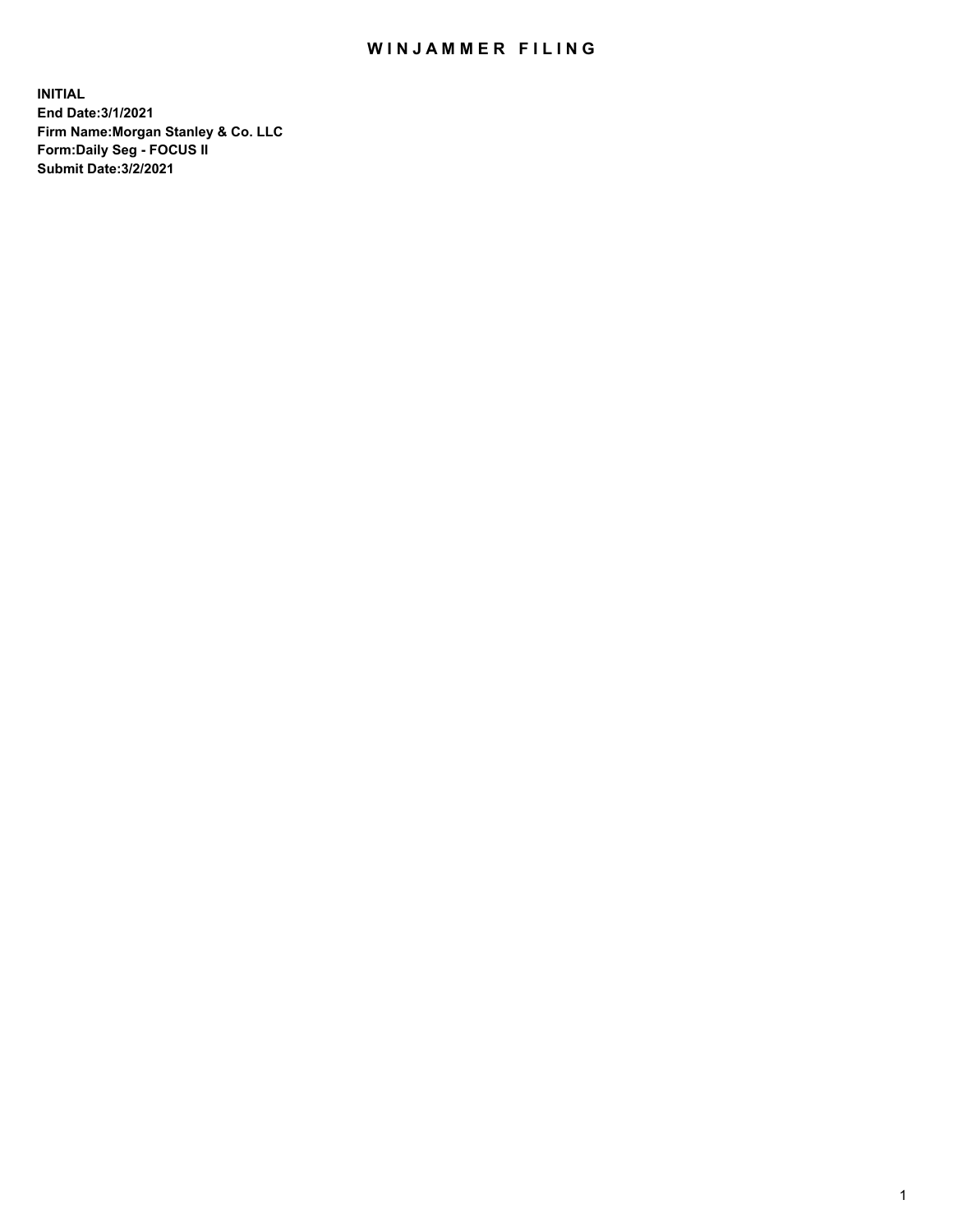# WINJAMMER FILING

**INITIAL**
**End Date:3/1/2021**
**Firm Name:Morgan Stanley & Co. LLC**
**Form:Daily Seg - FOCUS II**
**Submit Date:3/2/2021**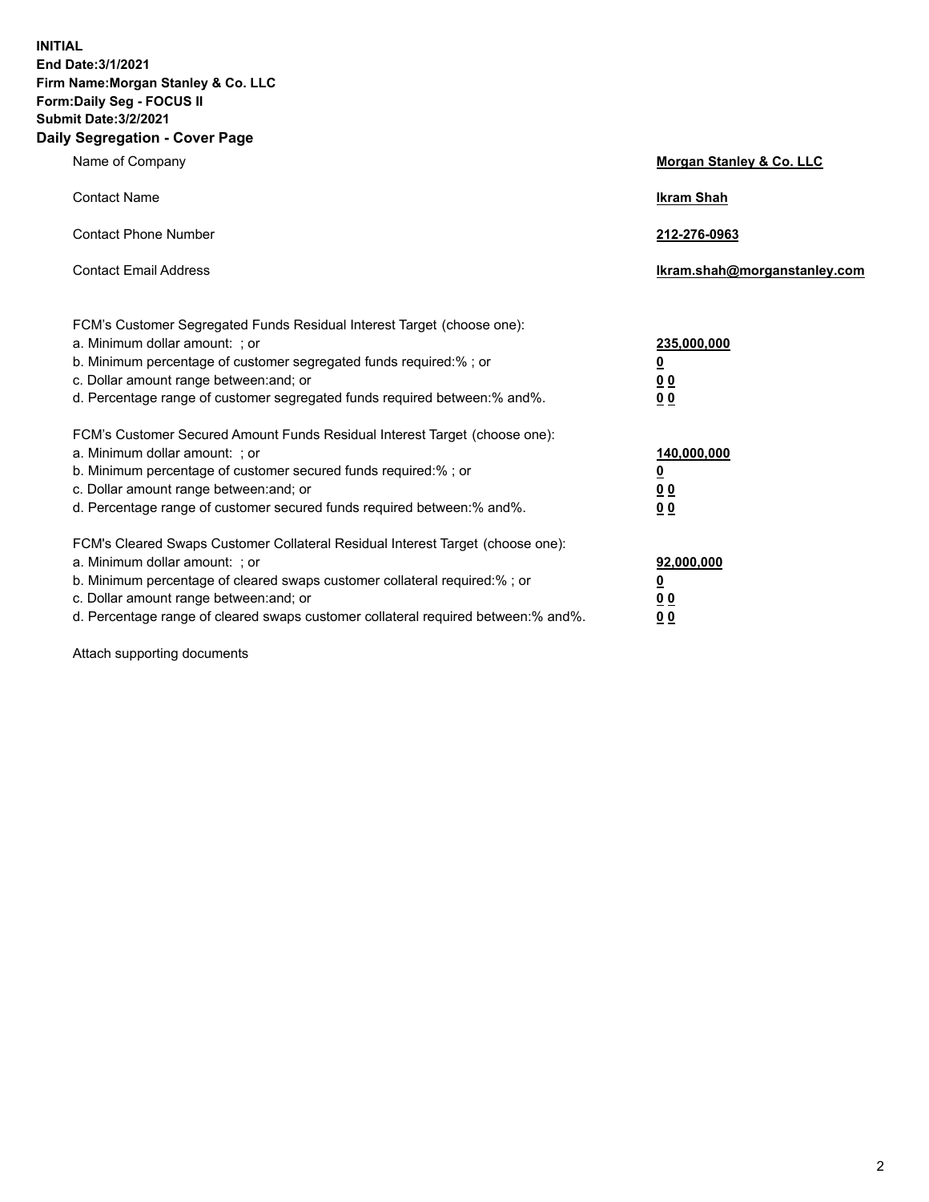**INITIAL**
**End Date:3/1/2021**
**Firm Name:Morgan Stanley & Co. LLC**
**Form:Daily Seg - FOCUS II**
**Submit Date:3/2/2021**

## Daily Segregation - Cover Page

| | |
|---|---|
| Name of Company | **Morgan Stanley & Co. LLC** |
| Contact Name | **Ikram Shah** |
| Contact Phone Number | **212-276-0963** |
| Contact Email Address | **Ikram.shah@morganstanley.com** |

FCM's Customer Segregated Funds Residual Interest Target (choose one):

| | |
|---|---|
| a. Minimum dollar amount: ; or | **235,000,000** |
| b. Minimum percentage of customer segregated funds required:% ; or | **0** |
| c. Dollar amount range between:and; or | **0 0** |
| d. Percentage range of customer segregated funds required between:% and%. | **0 0** |

FCM's Customer Secured Amount Funds Residual Interest Target (choose one):

| | |
|---|---|
| a. Minimum dollar amount: ; or | **140,000,000** |
| b. Minimum percentage of customer secured funds required:% ; or | **0** |
| c. Dollar amount range between:and; or | **0 0** |
| d. Percentage range of customer secured funds required between:% and%. | **0 0** |

FCM's Cleared Swaps Customer Collateral Residual Interest Target (choose one):

| | |
|---|---|
| a. Minimum dollar amount: ; or | **92,000,000** |
| b. Minimum percentage of cleared swaps customer collateral required:% ; or | **0** |
| c. Dollar amount range between:and; or | **0 0** |
| d. Percentage range of cleared swaps customer collateral required between:% and%. | **0 0** |

Attach supporting documents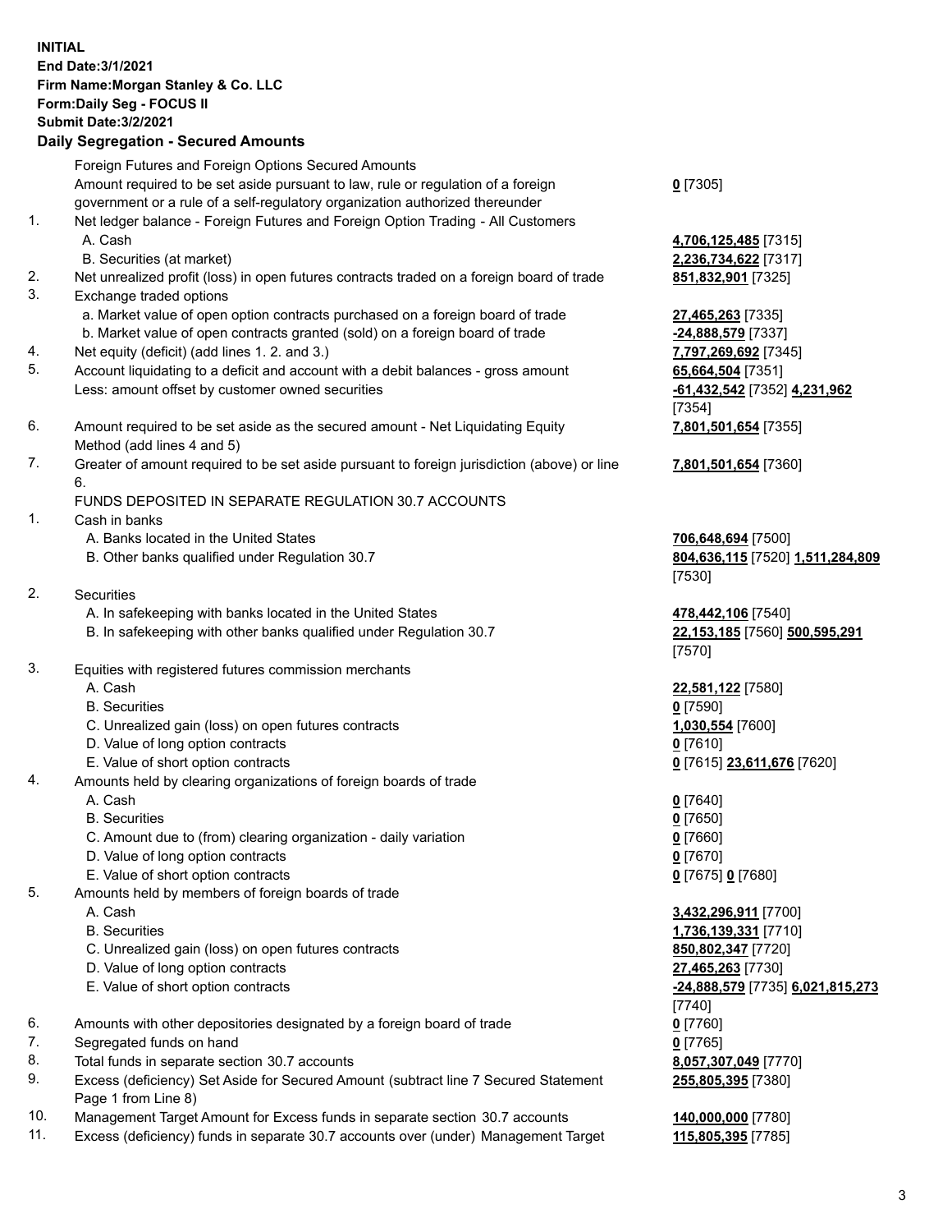**INITIAL**
**End Date:3/1/2021**
**Firm Name:Morgan Stanley & Co. LLC**
**Form:Daily Seg - FOCUS II**
**Submit Date:3/2/2021**

**Daily Segregation - Secured Amounts**

| | | |
|---|---|---|
| | Foreign Futures and Foreign Options Secured Amounts | |
| | Amount required to be set aside pursuant to law, rule or regulation of a foreign government or a rule of a self-regulatory organization authorized thereunder | **0** [7305] |
| 1. | Net ledger balance - Foreign Futures and Foreign Option Trading - All Customers | |
| | A. Cash | **4,706,125,485** [7315] |
| | B. Securities (at market) | **2,236,734,622** [7317] |
| 2. | Net unrealized profit (loss) in open futures contracts traded on a foreign board of trade | **851,832,901** [7325] |
| 3. | Exchange traded options | |
| | a. Market value of open option contracts purchased on a foreign board of trade | **27,465,263** [7335] |
| | b. Market value of open contracts granted (sold) on a foreign board of trade | **-24,888,579** [7337] |
| 4. | Net equity (deficit) (add lines 1. 2. and 3.) | **7,797,269,692** [7345] |
| 5. | Account liquidating to a deficit and account with a debit balances - gross amount | **65,664,504** [7351] |
| | Less: amount offset by customer owned securities | **-61,432,542** [7352] **4,231,962** [7354] |
| 6. | Amount required to be set aside as the secured amount - Net Liquidating Equity Method (add lines 4 and 5) | **7,801,501,654** [7355] |
| 7. | Greater of amount required to be set aside pursuant to foreign jurisdiction (above) or line 6. | **7,801,501,654** [7360] |
| | FUNDS DEPOSITED IN SEPARATE REGULATION 30.7 ACCOUNTS | |
| 1. | Cash in banks | |
| | A. Banks located in the United States | **706,648,694** [7500] |
| | B. Other banks qualified under Regulation 30.7 | **804,636,115** [7520] **1,511,284,809** [7530] |
| 2. | Securities | |
| | A. In safekeeping with banks located in the United States | **478,442,106** [7540] |
| | B. In safekeeping with other banks qualified under Regulation 30.7 | **22,153,185** [7560] **500,595,291** [7570] |
| 3. | Equities with registered futures commission merchants | |
| | A. Cash | **22,581,122** [7580] |
| | B. Securities | **0** [7590] |
| | C. Unrealized gain (loss) on open futures contracts | **1,030,554** [7600] |
| | D. Value of long option contracts | **0** [7610] |
| | E. Value of short option contracts | **0** [7615] **23,611,676** [7620] |
| 4. | Amounts held by clearing organizations of foreign boards of trade | |
| | A. Cash | **0** [7640] |
| | B. Securities | **0** [7650] |
| | C. Amount due to (from) clearing organization - daily variation | **0** [7660] |
| | D. Value of long option contracts | **0** [7670] |
| | E. Value of short option contracts | **0** [7675] **0** [7680] |
| 5. | Amounts held by members of foreign boards of trade | |
| | A. Cash | **3,432,296,911** [7700] |
| | B. Securities | **1,736,139,331** [7710] |
| | C. Unrealized gain (loss) on open futures contracts | **850,802,347** [7720] |
| | D. Value of long option contracts | **27,465,263** [7730] |
| | E. Value of short option contracts | **-24,888,579** [7735] **6,021,815,273** [7740] |
| 6. | Amounts with other depositories designated by a foreign board of trade | **0** [7760] |
| 7. | Segregated funds on hand | **0** [7765] |
| 8. | Total funds in separate section 30.7 accounts | **8,057,307,049** [7770] |
| 9. | Excess (deficiency) Set Aside for Secured Amount (subtract line 7 Secured Statement Page 1 from Line 8) | **255,805,395** [7380] |
| 10. | Management Target Amount for Excess funds in separate section 30.7 accounts | **140,000,000** [7780] |
| 11. | Excess (deficiency) funds in separate 30.7 accounts over (under) Management Target | **115,805,395** [7785] |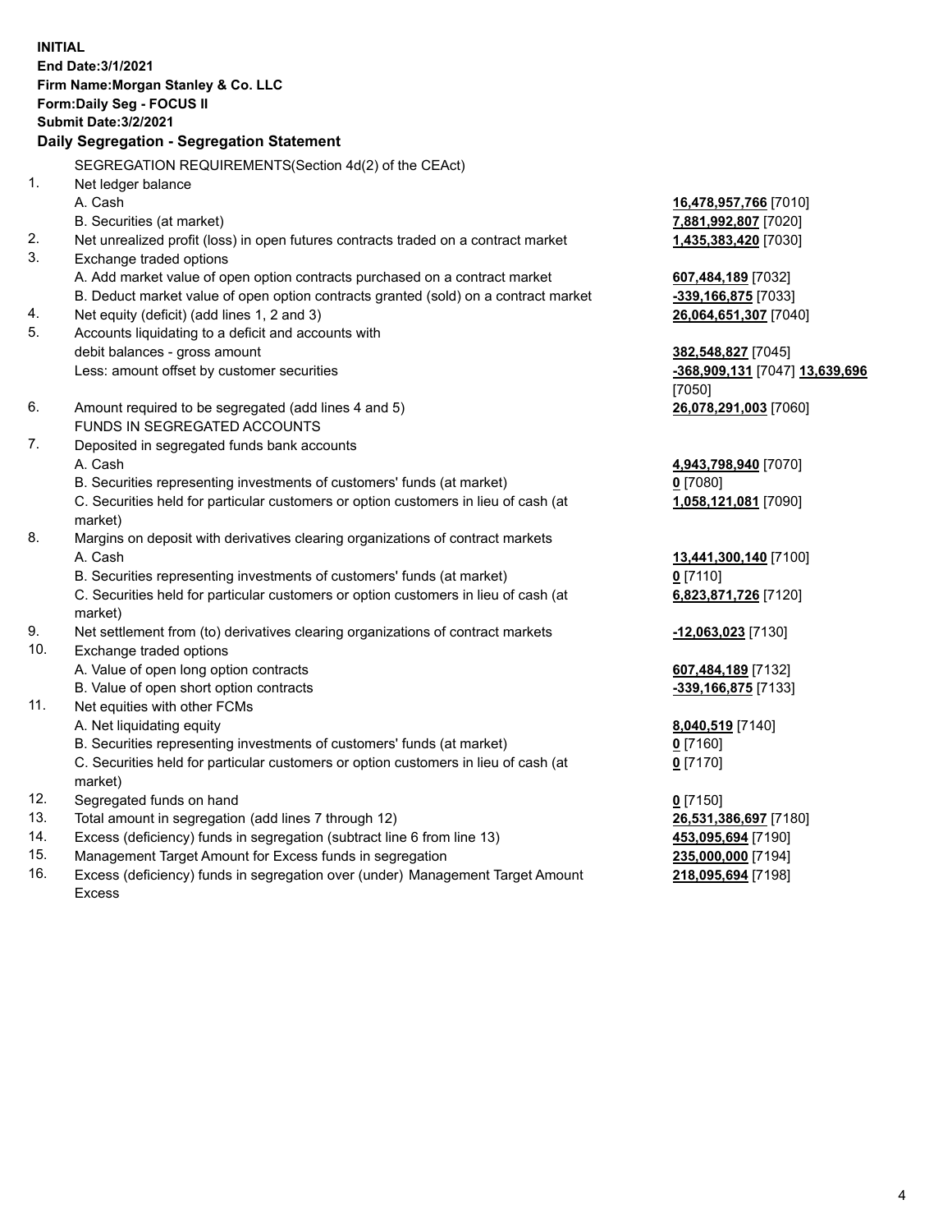**INITIAL**
**End Date:3/1/2021**
**Firm Name:Morgan Stanley & Co. LLC**
**Form:Daily Seg - FOCUS II**
**Submit Date:3/2/2021**

### Daily Segregation - Segregation Statement

SEGREGATION REQUIREMENTS(Section 4d(2) of the CEAct)

| | | |
|---|---|---|
| 1. | Net ledger balance | |
| | A. Cash | **16,478,957,766** [7010] |
| | B. Securities (at market) | **7,881,992,807** [7020] |
| 2. | Net unrealized profit (loss) in open futures contracts traded on a contract market | **1,435,383,420** [7030] |
| 3. | Exchange traded options | |
| | A. Add market value of open option contracts purchased on a contract market | **607,484,189** [7032] |
| | B. Deduct market value of open option contracts granted (sold) on a contract market | **-339,166,875** [7033] |
| 4. | Net equity (deficit) (add lines 1, 2 and 3) | **26,064,651,307** [7040] |
| 5. | Accounts liquidating to a deficit and accounts with debit balances - gross amount | **382,548,827** [7045] |
| | Less: amount offset by customer securities | **-368,909,131** [7047] **13,639,696** [7050] |
| 6. | Amount required to be segregated (add lines 4 and 5) | **26,078,291,003** [7060] |
| | FUNDS IN SEGREGATED ACCOUNTS | |
| 7. | Deposited in segregated funds bank accounts | |
| | A. Cash | **4,943,798,940** [7070] |
| | B. Securities representing investments of customers' funds (at market) | **0** [7080] |
| | C. Securities held for particular customers or option customers in lieu of cash (at market) | **1,058,121,081** [7090] |
| 8. | Margins on deposit with derivatives clearing organizations of contract markets | |
| | A. Cash | **13,441,300,140** [7100] |
| | B. Securities representing investments of customers' funds (at market) | **0** [7110] |
| | C. Securities held for particular customers or option customers in lieu of cash (at market) | **6,823,871,726** [7120] |
| 9. | Net settlement from (to) derivatives clearing organizations of contract markets | **-12,063,023** [7130] |
| 10. | Exchange traded options | |
| | A. Value of open long option contracts | **607,484,189** [7132] |
| | B. Value of open short option contracts | **-339,166,875** [7133] |
| 11. | Net equities with other FCMs | |
| | A. Net liquidating equity | **8,040,519** [7140] |
| | B. Securities representing investments of customers' funds (at market) | **0** [7160] |
| | C. Securities held for particular customers or option customers in lieu of cash (at market) | **0** [7170] |
| 12. | Segregated funds on hand | **0** [7150] |
| 13. | Total amount in segregation (add lines 7 through 12) | **26,531,386,697** [7180] |
| 14. | Excess (deficiency) funds in segregation (subtract line 6 from line 13) | **453,095,694** [7190] |
| 15. | Management Target Amount for Excess funds in segregation | **235,000,000** [7194] |
| 16. | Excess (deficiency) funds in segregation over (under) Management Target Amount Excess | **218,095,694** [7198] |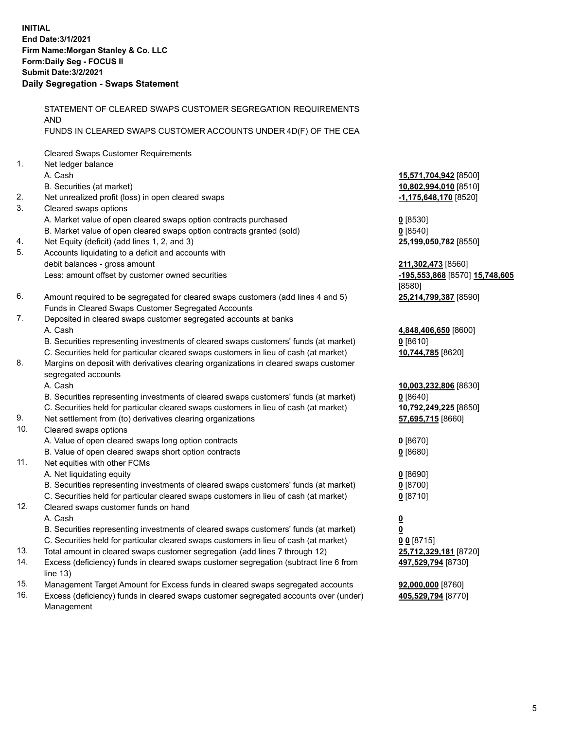**INITIAL**
**End Date:3/1/2021**
**Firm Name:Morgan Stanley & Co. LLC**
**Form:Daily Seg - FOCUS II**
**Submit Date:3/2/2021**
**Daily Segregation - Swaps Statement**

STATEMENT OF CLEARED SWAPS CUSTOMER SEGREGATION REQUIREMENTS AND FUNDS IN CLEARED SWAPS CUSTOMER ACCOUNTS UNDER 4D(F) OF THE CEA

| | | |
|---|---|---|
| | Cleared Swaps Customer Requirements | |
| 1. | Net ledger balance | |
| | A. Cash | **15,571,704,942** [8500] |
| | B. Securities (at market) | **10,802,994,010** [8510] |
| 2. | Net unrealized profit (loss) in open cleared swaps | **-1,175,648,170** [8520] |
| 3. | Cleared swaps options | |
| | A. Market value of open cleared swaps option contracts purchased | **0** [8530] |
| | B. Market value of open cleared swaps option contracts granted (sold) | **0** [8540] |
| 4. | Net Equity (deficit) (add lines 1, 2, and 3) | **25,199,050,782** [8550] |
| 5. | Accounts liquidating to a deficit and accounts with | |
| | debit balances - gross amount | **211,302,473** [8560] |
| | Less: amount offset by customer owned securities | **-195,553,868** [8570] **15,748,605** [8580] |
| 6. | Amount required to be segregated for cleared swaps customers (add lines 4 and 5) | **25,214,799,387** [8590] |
| | Funds in Cleared Swaps Customer Segregated Accounts | |
| 7. | Deposited in cleared swaps customer segregated accounts at banks | |
| | A. Cash | **4,848,406,650** [8600] |
| | B. Securities representing investments of cleared swaps customers' funds (at market) | **0** [8610] |
| | C. Securities held for particular cleared swaps customers in lieu of cash (at market) | **10,744,785** [8620] |
| 8. | Margins on deposit with derivatives clearing organizations in cleared swaps customer segregated accounts | |
| | A. Cash | **10,003,232,806** [8630] |
| | B. Securities representing investments of cleared swaps customers' funds (at market) | **0** [8640] |
| | C. Securities held for particular cleared swaps customers in lieu of cash (at market) | **10,792,249,225** [8650] |
| 9. | Net settlement from (to) derivatives clearing organizations | **57,695,715** [8660] |
| 10. | Cleared swaps options | |
| | A. Value of open cleared swaps long option contracts | **0** [8670] |
| | B. Value of open cleared swaps short option contracts | **0** [8680] |
| 11. | Net equities with other FCMs | |
| | A. Net liquidating equity | **0** [8690] |
| | B. Securities representing investments of cleared swaps customers' funds (at market) | **0** [8700] |
| | C. Securities held for particular cleared swaps customers in lieu of cash (at market) | **0** [8710] |
| 12. | Cleared swaps customer funds on hand | |
| | A. Cash | **0** |
| | B. Securities representing investments of cleared swaps customers' funds (at market) | **0** |
| | C. Securities held for particular cleared swaps customers in lieu of cash (at market) | **0** **0** [8715] |
| 13. | Total amount in cleared swaps customer segregation (add lines 7 through 12) | **25,712,329,181** [8720] |
| 14. | Excess (deficiency) funds in cleared swaps customer segregation (subtract line 6 from line 13) | **497,529,794** [8730] |
| 15. | Management Target Amount for Excess funds in cleared swaps segregated accounts | **92,000,000** [8760] |
| 16. | Excess (deficiency) funds in cleared swaps customer segregated accounts over (under) Management | **405,529,794** [8770] |